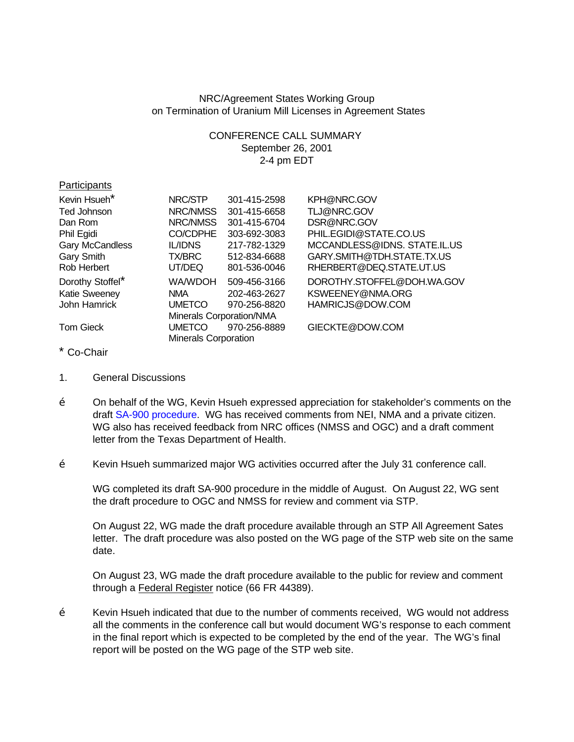NRC/Agreement States Working Group
on Termination of Uranium Mill Licenses in Agreement States

CONFERENCE CALL SUMMARY
September 26, 2001
2-4 pm EDT

Participants

| | | | |
|---|---|---|---|
| Kevin Hsueh* | NRC/STP | 301-415-2598 | KPH@NRC.GOV |
| Ted Johnson | NRC/NMSS | 301-415-6658 | TLJ@NRC.GOV |
| Dan Rom | NRC/NMSS | 301-415-6704 | DSR@NRC.GOV |
| Phil Egidi | CO/CDPHE | 303-692-3083 | PHIL.EGIDI@STATE.CO.US |
| Gary McCandless | IL/IDNS | 217-782-1329 | MCCANDLESS@IDNS. STATE.IL.US |
| Gary Smith | TX/BRC | 512-834-6688 | GARY.SMITH@TDH.STATE.TX.US |
| Rob Herbert | UT/DEQ | 801-536-0046 | RHERBERT@DEQ.STATE.UT.US |
| Dorothy Stoffel* | WA/WDOH | 509-456-3166 | DOROTHY.STOFFEL@DOH.WA.GOV |
| Katie Sweeney | NMA | 202-463-2627 | KSWEENEY@NMA.ORG |
| John Hamrick | UMETCO Minerals Corporation/NMA | 970-256-8820 | HAMRICJS@DOW.COM |
| Tom Gieck | UMETCO Minerals Corporation | 970-256-8889 | GIECKTE@DOW.COM |

\* Co-Chair

1. General Discussions

- On behalf of the WG, Kevin Hsueh expressed appreciation for stakeholder's comments on the draft SA-900 procedure. WG has received comments from NEI, NMA and a private citizen. WG also has received feedback from NRC offices (NMSS and OGC) and a draft comment letter from the Texas Department of Health.

- Kevin Hsueh summarized major WG activities occurred after the July 31 conference call.

  WG completed its draft SA-900 procedure in the middle of August. On August 22, WG sent the draft procedure to OGC and NMSS for review and comment via STP.

  On August 22, WG made the draft procedure available through an STP All Agreement Sates letter. The draft procedure was also posted on the WG page of the STP web site on the same date.

  On August 23, WG made the draft procedure available to the public for review and comment through a Federal Register notice (66 FR 44389).

- Kevin Hsueh indicated that due to the number of comments received, WG would not address all the comments in the conference call but would document WG's response to each comment in the final report which is expected to be completed by the end of the year. The WG's final report will be posted on the WG page of the STP web site.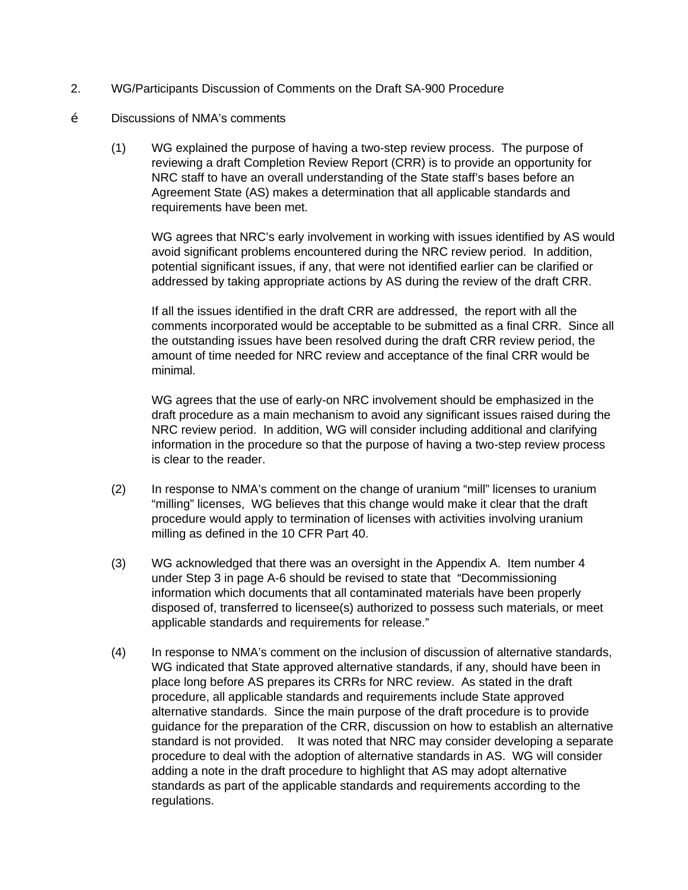2. WG/Participants Discussion of Comments on the Draft SA-900 Procedure

é Discussions of NMA's comments

(1) WG explained the purpose of having a two-step review process. The purpose of reviewing a draft Completion Review Report (CRR) is to provide an opportunity for NRC staff to have an overall understanding of the State staff's bases before an Agreement State (AS) makes a determination that all applicable standards and requirements have been met.

WG agrees that NRC's early involvement in working with issues identified by AS would avoid significant problems encountered during the NRC review period. In addition, potential significant issues, if any, that were not identified earlier can be clarified or addressed by taking appropriate actions by AS during the review of the draft CRR.

If all the issues identified in the draft CRR are addressed, the report with all the comments incorporated would be acceptable to be submitted as a final CRR. Since all the outstanding issues have been resolved during the draft CRR review period, the amount of time needed for NRC review and acceptance of the final CRR would be minimal.

WG agrees that the use of early-on NRC involvement should be emphasized in the draft procedure as a main mechanism to avoid any significant issues raised during the NRC review period. In addition, WG will consider including additional and clarifying information in the procedure so that the purpose of having a two-step review process is clear to the reader.

(2) In response to NMA's comment on the change of uranium "mill" licenses to uranium "milling" licenses, WG believes that this change would make it clear that the draft procedure would apply to termination of licenses with activities involving uranium milling as defined in the 10 CFR Part 40.

(3) WG acknowledged that there was an oversight in the Appendix A. Item number 4 under Step 3 in page A-6 should be revised to state that "Decommissioning information which documents that all contaminated materials have been properly disposed of, transferred to licensee(s) authorized to possess such materials, or meet applicable standards and requirements for release."

(4) In response to NMA's comment on the inclusion of discussion of alternative standards, WG indicated that State approved alternative standards, if any, should have been in place long before AS prepares its CRRs for NRC review. As stated in the draft procedure, all applicable standards and requirements include State approved alternative standards. Since the main purpose of the draft procedure is to provide guidance for the preparation of the CRR, discussion on how to establish an alternative standard is not provided. It was noted that NRC may consider developing a separate procedure to deal with the adoption of alternative standards in AS. WG will consider adding a note in the draft procedure to highlight that AS may adopt alternative standards as part of the applicable standards and requirements according to the regulations.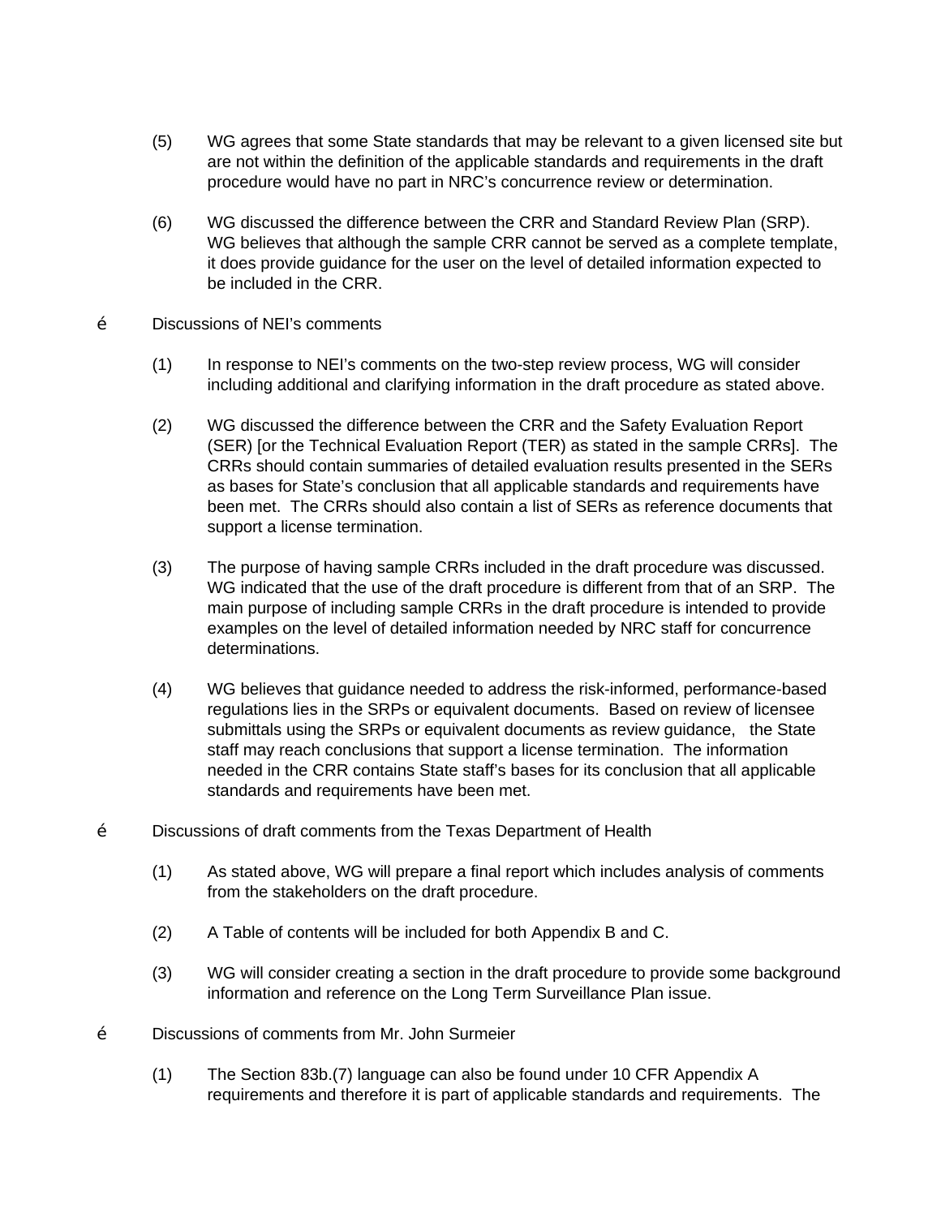(5) WG agrees that some State standards that may be relevant to a given licensed site but are not within the definition of the applicable standards and requirements in the draft procedure would have no part in NRC's concurrence review or determination.

(6) WG discussed the difference between the CRR and Standard Review Plan (SRP). WG believes that although the sample CRR cannot be served as a complete template, it does provide guidance for the user on the level of detailed information expected to be included in the CRR.

- Discussions of NEI's comments

  (1) In response to NEI's comments on the two-step review process, WG will consider including additional and clarifying information in the draft procedure as stated above.

  (2) WG discussed the difference between the CRR and the Safety Evaluation Report (SER) [or the Technical Evaluation Report (TER) as stated in the sample CRRs]. The CRRs should contain summaries of detailed evaluation results presented in the SERs as bases for State's conclusion that all applicable standards and requirements have been met. The CRRs should also contain a list of SERs as reference documents that support a license termination.

  (3) The purpose of having sample CRRs included in the draft procedure was discussed. WG indicated that the use of the draft procedure is different from that of an SRP. The main purpose of including sample CRRs in the draft procedure is intended to provide examples on the level of detailed information needed by NRC staff for concurrence determinations.

  (4) WG believes that guidance needed to address the risk-informed, performance-based regulations lies in the SRPs or equivalent documents. Based on review of licensee submittals using the SRPs or equivalent documents as review guidance, the State staff may reach conclusions that support a license termination. The information needed in the CRR contains State staff's bases for its conclusion that all applicable standards and requirements have been met.

- Discussions of draft comments from the Texas Department of Health

  (1) As stated above, WG will prepare a final report which includes analysis of comments from the stakeholders on the draft procedure.

  (2) A Table of contents will be included for both Appendix B and C.

  (3) WG will consider creating a section in the draft procedure to provide some background information and reference on the Long Term Surveillance Plan issue.

- Discussions of comments from Mr. John Surmeier

  (1) The Section 83b.(7) language can also be found under 10 CFR Appendix A requirements and therefore it is part of applicable standards and requirements. The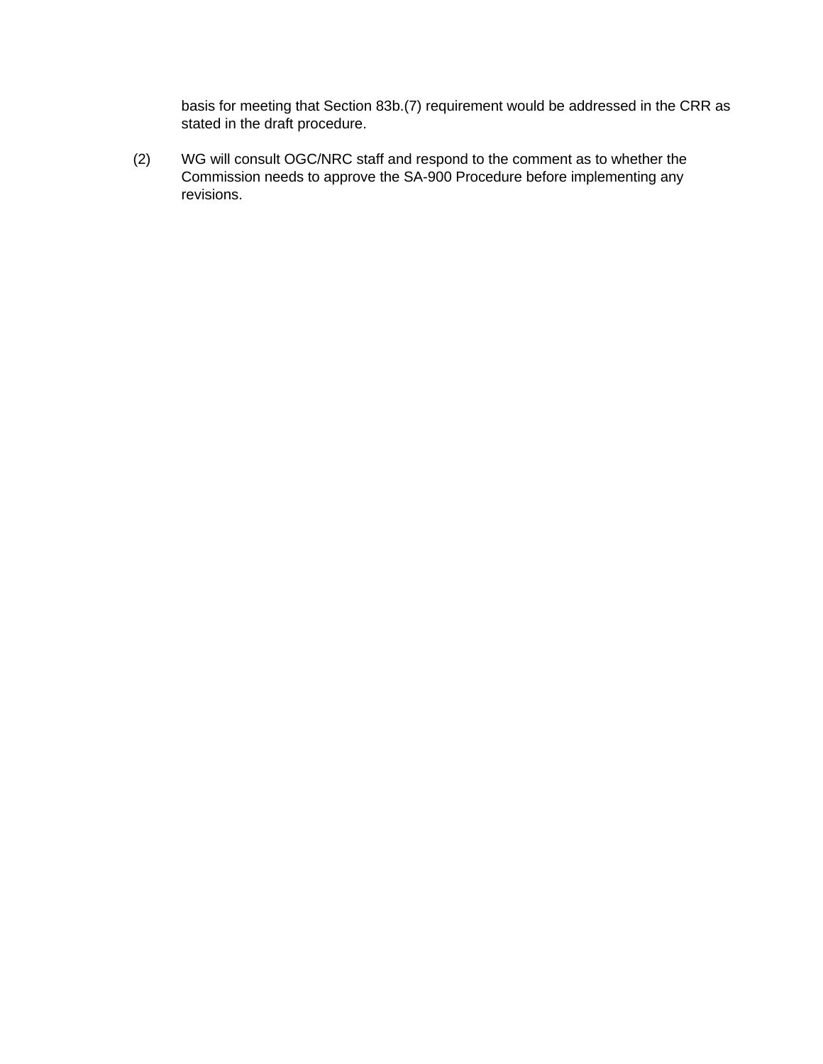basis for meeting that Section 83b.(7) requirement would be addressed in the CRR as stated in the draft procedure.

(2) WG will consult OGC/NRC staff and respond to the comment as to whether the Commission needs to approve the SA-900 Procedure before implementing any revisions.